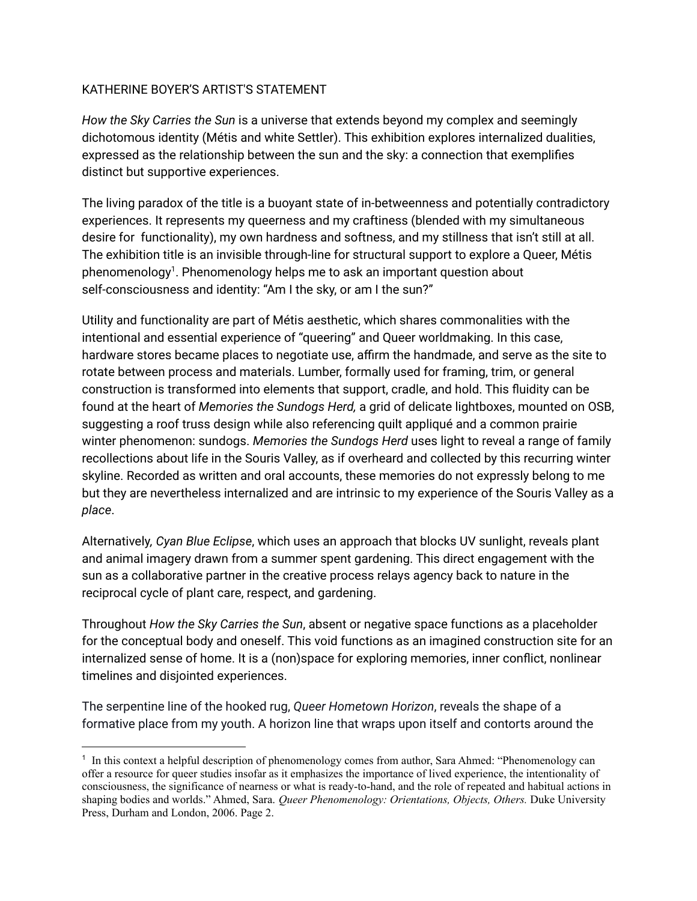KATHERINE BOYER'S ARTIST'S STATEMENT

*How the Sky Carries the Sun* is a universe that extends beyond my complex and seemingly dichotomous identity (Métis and white Settler). This exhibition explores internalized dualities, expressed as the relationship between the sun and the sky: a connection that exemplifies distinct but supportive experiences.

The living paradox of the title is a buoyant state of in-betweenness and potentially contradictory experiences. It represents my queerness and my craftiness (blended with my simultaneous desire for functionality), my own hardness and softness, and my stillness that isn't still at all. The exhibition title is an invisible through-line for structural support to explore a Queer, Métis phenomenology[1]. Phenomenology helps me to ask an important question about self-consciousness and identity: "Am I the sky, or am I the sun?"

Utility and functionality are part of Métis aesthetic, which shares commonalities with the intentional and essential experience of "queering" and Queer worldmaking. In this case, hardware stores became places to negotiate use, affirm the handmade, and serve as the site to rotate between process and materials. Lumber, formally used for framing, trim, or general construction is transformed into elements that support, cradle, and hold. This fluidity can be found at the heart of *Memories the Sundogs Herd,* a grid of delicate lightboxes, mounted on OSB, suggesting a roof truss design while also referencing quilt appliqué and a common prairie winter phenomenon: sundogs. *Memories the Sundogs Herd* uses light to reveal a range of family recollections about life in the Souris Valley, as if overheard and collected by this recurring winter skyline. Recorded as written and oral accounts, these memories do not expressly belong to me but they are nevertheless internalized and are intrinsic to my experience of the Souris Valley as a *place*.

Alternatively*, Cyan Blue Eclipse*, which uses an approach that blocks UV sunlight, reveals plant and animal imagery drawn from a summer spent gardening. This direct engagement with the sun as a collaborative partner in the creative process relays agency back to nature in the reciprocal cycle of plant care, respect, and gardening.

Throughout *How the Sky Carries the Sun*, absent or negative space functions as a placeholder for the conceptual body and oneself. This void functions as an imagined construction site for an internalized sense of home. It is a (non)space for exploring memories, inner conflict, nonlinear timelines and disjointed experiences.

The serpentine line of the hooked rug, *Queer Hometown Horizon*, reveals the shape of a formative place from my youth. A horizon line that wraps upon itself and contorts around the

---

[1] In this context a helpful description of phenomenology comes from author, Sara Ahmed: "Phenomenology can offer a resource for queer studies insofar as it emphasizes the importance of lived experience, the intentionality of consciousness, the significance of nearness or what is ready-to-hand, and the role of repeated and habitual actions in shaping bodies and worlds." Ahmed, Sara. *Queer Phenomenology: Orientations, Objects, Others.* Duke University Press, Durham and London, 2006. Page 2.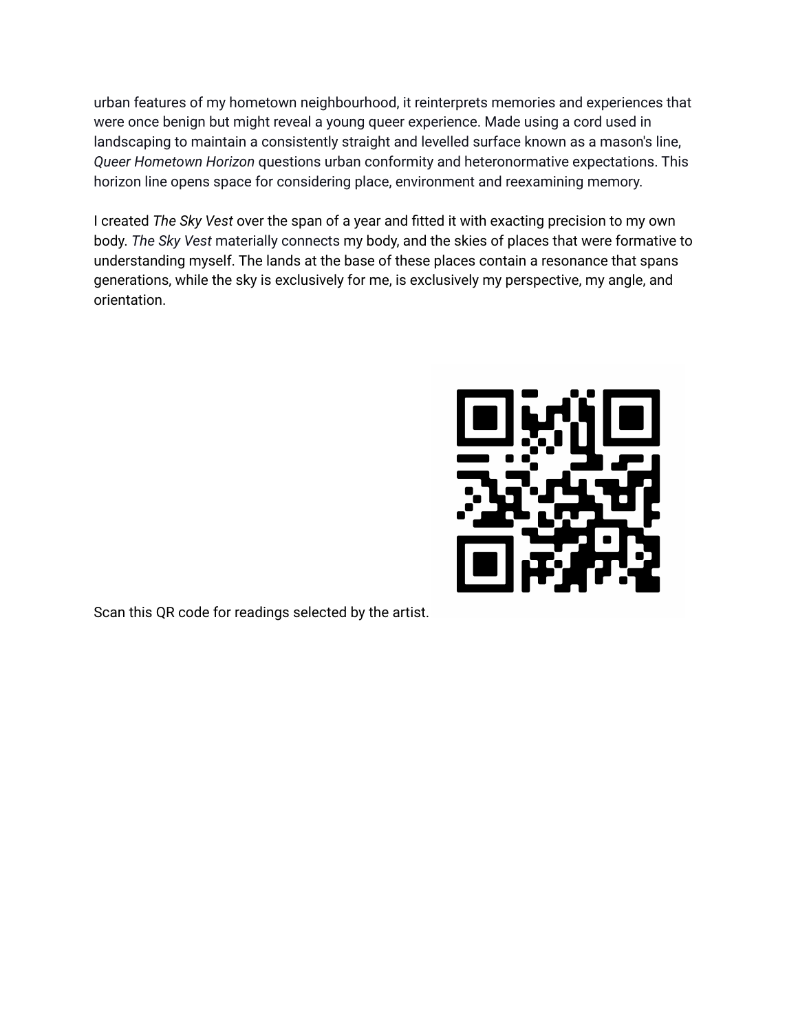urban features of my hometown neighbourhood, it reinterprets memories and experiences that were once benign but might reveal a young queer experience. Made using a cord used in landscaping to maintain a consistently straight and levelled surface known as a mason's line, *Queer Hometown Horizon* questions urban conformity and heteronormative expectations. This horizon line opens space for considering place, environment and reexamining memory.

I created *The Sky Vest* over the span of a year and fitted it with exacting precision to my own body. *The Sky Vest* materially connects my body, and the skies of places that were formative to understanding myself. The lands at the base of these places contain a resonance that spans generations, while the sky is exclusively for me, is exclusively my perspective, my angle, and orientation.

Scan this QR code for readings selected by the artist.